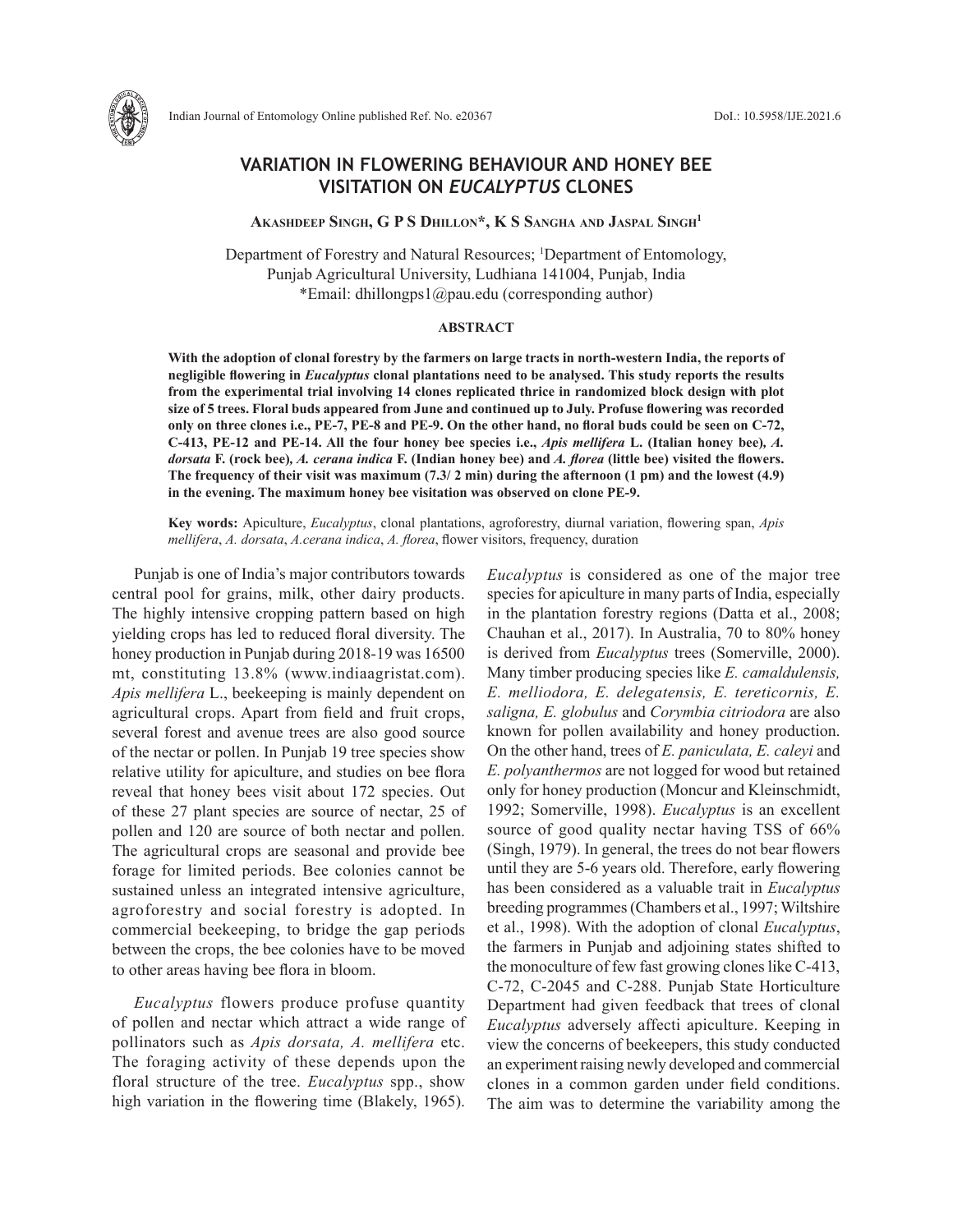# VARIATION IN FLOWERING BEHAVIOUR AND HONEY BEE VISITATION ON *EUCALYPTUS* CLONES

**Akashdeep Singh, G P S Dhillon*, K S Sangha and Jaspal Singh[1]**

Department of Forestry and Natural Resources; [1]Department of Entomology, Punjab Agricultural University, Ludhiana 141004, Punjab, India
*Email: dhillongps1@pau.edu (corresponding author)

## ABSTRACT

**With the adoption of clonal forestry by the farmers on large tracts in north-western India, the reports of negligible flowering in *Eucalyptus* clonal plantations need to be analysed. This study reports the results from the experimental trial involving 14 clones replicated thrice in randomized block design with plot size of 5 trees. Floral buds appeared from June and continued up to July. Profuse flowering was recorded only on three clones i.e., PE-7, PE-8 and PE-9. On the other hand, no floral buds could be seen on C-72, C-413, PE-12 and PE-14. All the four honey bee species i.e., *Apis mellifera* L. (Italian honey bee), *A. dorsata* F. (rock bee), *A. cerana indica* F. (Indian honey bee) and *A. florea* (little bee) visited the flowers. The frequency of their visit was maximum (7.3/ 2 min) during the afternoon (1 pm) and the lowest (4.9) in the evening. The maximum honey bee visitation was observed on clone PE-9.**

**Key words:** Apiculture, *Eucalyptus*, clonal plantations, agroforestry, diurnal variation, flowering span, *Apis mellifera*, *A. dorsata*, *A.cerana indica*, *A. florea*, flower visitors, frequency, duration

Punjab is one of India's major contributors towards central pool for grains, milk, other dairy products. The highly intensive cropping pattern based on high yielding crops has led to reduced floral diversity. The honey production in Punjab during 2018-19 was 16500 mt, constituting 13.8% (www.indiaagristat.com). *Apis mellifera* L., beekeeping is mainly dependent on agricultural crops. Apart from field and fruit crops, several forest and avenue trees are also good source of the nectar or pollen. In Punjab 19 tree species show relative utility for apiculture, and studies on bee flora reveal that honey bees visit about 172 species. Out of these 27 plant species are source of nectar, 25 of pollen and 120 are source of both nectar and pollen. The agricultural crops are seasonal and provide bee forage for limited periods. Bee colonies cannot be sustained unless an integrated intensive agriculture, agroforestry and social forestry is adopted. In commercial beekeeping, to bridge the gap periods between the crops, the bee colonies have to be moved to other areas having bee flora in bloom.

*Eucalyptus* flowers produce profuse quantity of pollen and nectar which attract a wide range of pollinators such as *Apis dorsata, A. mellifera* etc. The foraging activity of these depends upon the floral structure of the tree. *Eucalyptus* spp., show high variation in the flowering time (Blakely, 1965). *Eucalyptus* is considered as one of the major tree species for apiculture in many parts of India, especially in the plantation forestry regions (Datta et al., 2008; Chauhan et al., 2017). In Australia, 70 to 80% honey is derived from *Eucalyptus* trees (Somerville, 2000). Many timber producing species like *E. camaldulensis, E. melliodora, E. delegatensis, E. tereticornis, E. saligna, E. globulus* and *Corymbia citriodora* are also known for pollen availability and honey production. On the other hand, trees of *E. paniculata, E. caleyi* and *E. polyanthermos* are not logged for wood but retained only for honey production (Moncur and Kleinschmidt, 1992; Somerville, 1998). *Eucalyptus* is an excellent source of good quality nectar having TSS of 66% (Singh, 1979). In general, the trees do not bear flowers until they are 5-6 years old. Therefore, early flowering has been considered as a valuable trait in *Eucalyptus* breeding programmes (Chambers et al., 1997; Wiltshire et al., 1998). With the adoption of clonal *Eucalyptus*, the farmers in Punjab and adjoining states shifted to the monoculture of few fast growing clones like C-413, C-72, C-2045 and C-288. Punjab State Horticulture Department had given feedback that trees of clonal *Eucalyptus* adversely affecti apiculture. Keeping in view the concerns of beekeepers, this study conducted an experiment raising newly developed and commercial clones in a common garden under field conditions. The aim was to determine the variability among the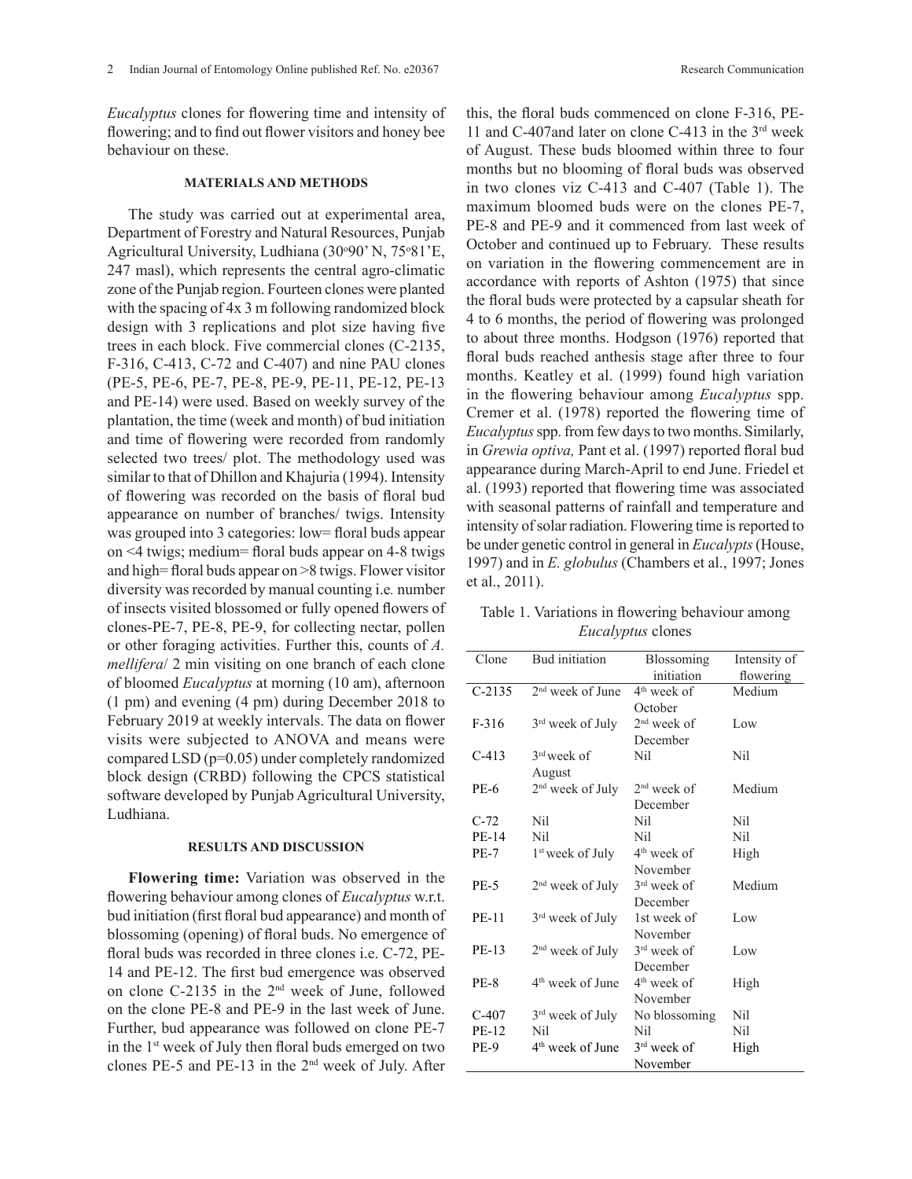*Eucalyptus* clones for flowering time and intensity of flowering; and to find out flower visitors and honey bee behaviour on these.

## MATERIALS AND METHODS

The study was carried out at experimental area, Department of Forestry and Natural Resources, Punjab Agricultural University, Ludhiana (30°90' N, 75°81'E, 247 masl), which represents the central agro-climatic zone of the Punjab region. Fourteen clones were planted with the spacing of 4x 3 m following randomized block design with 3 replications and plot size having five trees in each block. Five commercial clones (C-2135, F-316, C-413, C-72 and C-407) and nine PAU clones (PE-5, PE-6, PE-7, PE-8, PE-9, PE-11, PE-12, PE-13 and PE-14) were used. Based on weekly survey of the plantation, the time (week and month) of bud initiation and time of flowering were recorded from randomly selected two trees/ plot. The methodology used was similar to that of Dhillon and Khajuria (1994). Intensity of flowering was recorded on the basis of floral bud appearance on number of branches/ twigs. Intensity was grouped into 3 categories: low= floral buds appear on <4 twigs; medium= floral buds appear on 4-8 twigs and high= floral buds appear on >8 twigs. Flower visitor diversity was recorded by manual counting i.e. number of insects visited blossomed or fully opened flowers of clones-PE-7, PE-8, PE-9, for collecting nectar, pollen or other foraging activities. Further this, counts of *A. mellifera*/ 2 min visiting on one branch of each clone of bloomed *Eucalyptus* at morning (10 am), afternoon (1 pm) and evening (4 pm) during December 2018 to February 2019 at weekly intervals. The data on flower visits were subjected to ANOVA and means were compared LSD (p=0.05) under completely randomized block design (CRBD) following the CPCS statistical software developed by Punjab Agricultural University, Ludhiana.

## RESULTS AND DISCUSSION

**Flowering time:** Variation was observed in the flowering behaviour among clones of *Eucalyptus* w.r.t. bud initiation (first floral bud appearance) and month of blossoming (opening) of floral buds. No emergence of floral buds was recorded in three clones i.e. C-72, PE-14 and PE-12. The first bud emergence was observed on clone C-2135 in the 2nd week of June, followed on the clone PE-8 and PE-9 in the last week of June. Further, bud appearance was followed on clone PE-7 in the 1st week of July then floral buds emerged on two clones PE-5 and PE-13 in the 2nd week of July. After this, the floral buds commenced on clone F-316, PE-11 and C-407and later on clone C-413 in the 3rd week of August. These buds bloomed within three to four months but no blooming of floral buds was observed in two clones viz C-413 and C-407 (Table 1). The maximum bloomed buds were on the clones PE-7, PE-8 and PE-9 and it commenced from last week of October and continued up to February. These results on variation in the flowering commencement are in accordance with reports of Ashton (1975) that since the floral buds were protected by a capsular sheath for 4 to 6 months, the period of flowering was prolonged to about three months. Hodgson (1976) reported that floral buds reached anthesis stage after three to four months. Keatley et al. (1999) found high variation in the flowering behaviour among *Eucalyptus* spp. Cremer et al. (1978) reported the flowering time of *Eucalyptus* spp. from few days to two months. Similarly, in *Grewia optiva,* Pant et al. (1997) reported floral bud appearance during March-April to end June. Friedel et al. (1993) reported that flowering time was associated with seasonal patterns of rainfall and temperature and intensity of solar radiation. Flowering time is reported to be under genetic control in general in *Eucalypts* (House, 1997) and in *E. globulus* (Chambers et al., 1997; Jones et al., 2011).

Table 1. Variations in flowering behaviour among *Eucalyptus* clones

| Clone | Bud initiation | Blossoming initiation | Intensity of flowering |
|---|---|---|---|
| C-2135 | 2nd week of June | 4th week of October | Medium |
| F-316 | 3rd week of July | 2nd week of December | Low |
| C-413 | 3rd week of August | Nil | Nil |
| PE-6 | 2nd week of July | 2nd week of December | Medium |
| C-72 | Nil | Nil | Nil |
| PE-14 | Nil | Nil | Nil |
| PE-7 | 1st week of July | 4th week of November | High |
| PE-5 | 2nd week of July | 3rd week of December | Medium |
| PE-11 | 3rd week of July | 1st week of November | Low |
| PE-13 | 2nd week of July | 3rd week of December | Low |
| PE-8 | 4th week of June | 4th week of November | High |
| C-407 | 3rd week of July | No blossoming | Nil |
| PE-12 | Nil | Nil | Nil |
| PE-9 | 4th week of June | 3rd week of November | High |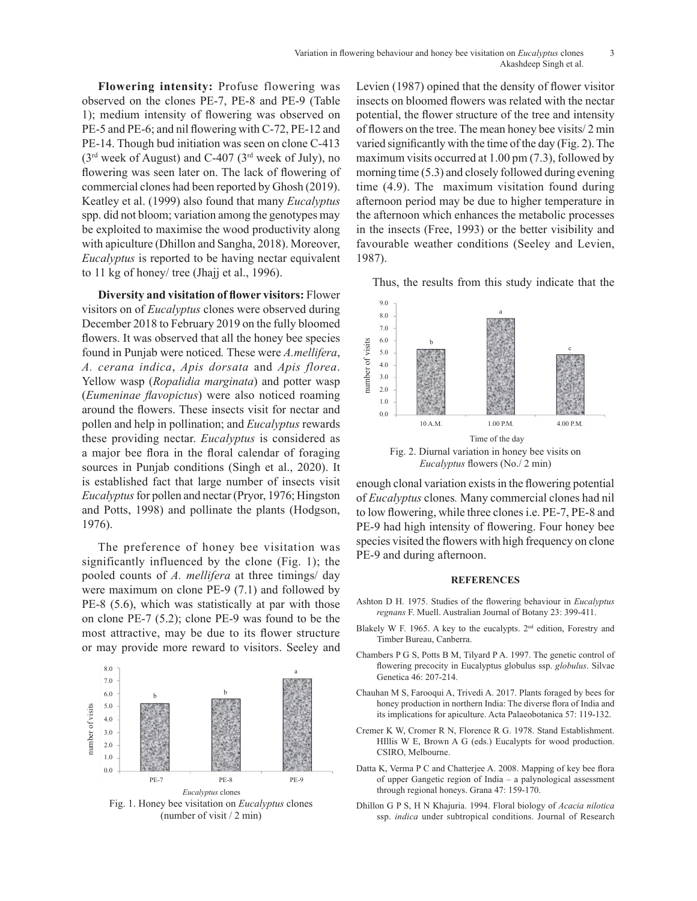**Flowering intensity:** Profuse flowering was observed on the clones PE-7, PE-8 and PE-9 (Table 1); medium intensity of flowering was observed on PE-5 and PE-6; and nil flowering with C-72, PE-12 and PE-14. Though bud initiation was seen on clone C-413 (3rd week of August) and C-407 (3rd week of July), no flowering was seen later on. The lack of flowering of commercial clones had been reported by Ghosh (2019). Keatley et al. (1999) also found that many *Eucalyptus* spp. did not bloom; variation among the genotypes may be exploited to maximise the wood productivity along with apiculture (Dhillon and Sangha, 2018). Moreover, *Eucalyptus* is reported to be having nectar equivalent to 11 kg of honey/ tree (Jhajj et al., 1996).

**Diversity and visitation of flower visitors:** Flower visitors on of *Eucalyptus* clones were observed during December 2018 to February 2019 on the fully bloomed flowers. It was observed that all the honey bee species found in Punjab were noticed*.* These were *A.mellifera*, *A. cerana indica*, *Apis dorsata* and *Apis florea*. Yellow wasp (*Ropalidia marginata*) and potter wasp (*Eumeninae flavopictus*) were also noticed roaming around the flowers. These insects visit for nectar and pollen and help in pollination; and *Eucalyptus* rewards these providing nectar. *Eucalyptus* is considered as a major bee flora in the floral calendar of foraging sources in Punjab conditions (Singh et al., 2020). It is established fact that large number of insects visit *Eucalyptus* for pollen and nectar (Pryor, 1976; Hingston and Potts, 1998) and pollinate the plants (Hodgson, 1976).

The preference of honey bee visitation was significantly influenced by the clone (Fig. 1); the pooled counts of *A. mellifera* at three timings/ day were maximum on clone PE-9 (7.1) and followed by PE-8 (5.6), which was statistically at par with those on clone PE-7 (5.2); clone PE-9 was found to be the most attractive, may be due to its flower structure or may provide more reward to visitors. Seeley and Levien (1987) opined that the density of flower visitor insects on bloomed flowers was related with the nectar potential, the flower structure of the tree and intensity of flowers on the tree. The mean honey bee visits/ 2 min varied significantly with the time of the day (Fig. 2). The maximum visits occurred at 1.00 pm (7.3), followed by morning time (5.3) and closely followed during evening time (4.9). The maximum visitation found during afternoon period may be due to higher temperature in the afternoon which enhances the metabolic processes in the insects (Free, 1993) or the better visibility and favourable weather conditions (Seeley and Levien, 1987).

Fig. 1. Honey bee visitation on *Eucalyptus* clones (number of visit / 2 min)

Thus, the results from this study indicate that the enough clonal variation exists in the flowering potential of *Eucalyptus* clones*.* Many commercial clones had nil to low flowering, while three clones i.e. PE-7, PE-8 and PE-9 had high intensity of flowering. Four honey bee species visited the flowers with high frequency on clone PE-9 and during afternoon.

Fig. 2. Diurnal variation in honey bee visits on *Eucalyptus* flowers (No./ 2 min)

## REFERENCES

Ashton D H. 1975. Studies of the flowering behaviour in *Eucalyptus regnans* F. Muell. Australian Journal of Botany 23: 399-411.

Blakely W F. 1965. A key to the eucalypts. 2nd edition, Forestry and Timber Bureau, Canberra.

Chambers P G S, Potts B M, Tilyard P A. 1997. The genetic control of flowering precocity in Eucalyptus globulus ssp. *globulus*. Silvae Genetica 46: 207-214.

Chauhan M S, Farooqui A, Trivedi A. 2017. Plants foraged by bees for honey production in northern India: The diverse flora of India and its implications for apiculture. Acta Palaeobotanica 57: 119-132.

Cremer K W, Cromer R N, Florence R G. 1978. Stand Establishment. HIllis W E, Brown A G (eds.) Eucalypts for wood production. CSIRO, Melbourne.

Datta K, Verma P C and Chatterjee A. 2008. Mapping of key bee flora of upper Gangetic region of India – a palynological assessment through regional honeys. Grana 47: 159-170.

Dhillon G P S, H N Khajuria. 1994. Floral biology of *Acacia nilotica* ssp. *indica* under subtropical conditions. Journal of Research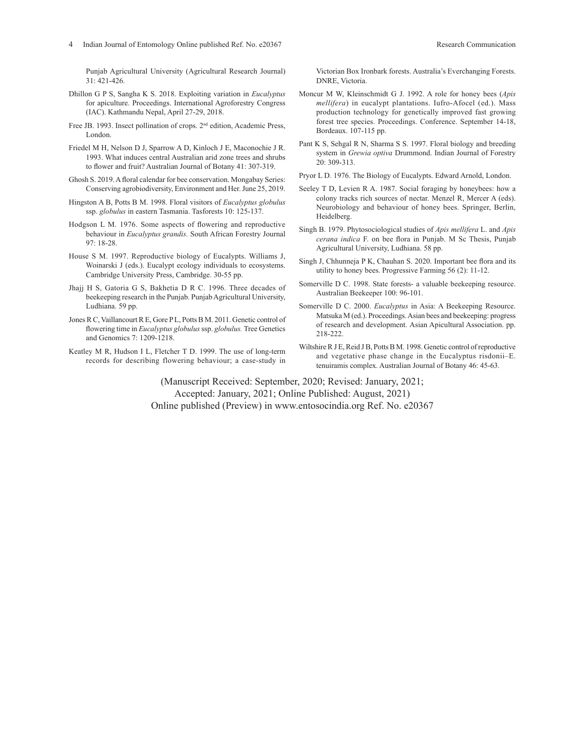Punjab Agricultural University (Agricultural Research Journal) 31: 421-426.

Dhillon G P S, Sangha K S. 2018. Exploiting variation in *Eucalyptus* for apiculture. Proceedings. International Agroforestry Congress (IAC). Kathmandu Nepal, April 27-29, 2018.

Free JB. 1993. Insect pollination of crops. 2nd edition, Academic Press, London.

Friedel M H, Nelson D J, Sparrow A D, Kinloch J E, Maconochie J R. 1993. What induces central Australian arid zone trees and shrubs to flower and fruit? Australian Journal of Botany 41: 307-319.

Ghosh S. 2019. A floral calendar for bee conservation. Mongabay Series: Conserving agrobiodiversity, Environment and Her. June 25, 2019.

Hingston A B, Potts B M. 1998. Floral visitors of *Eucalyptus globulus* ssp. *globulus* in eastern Tasmania. Tasforests 10: 125-137.

Hodgson L M. 1976. Some aspects of flowering and reproductive behaviour in *Eucalyptus grandis.* South African Forestry Journal 97: 18-28.

House S M. 1997. Reproductive biology of Eucalypts. Williams J, Woinarski J (eds.). Eucalypt ecology individuals to ecosystems. Cambridge University Press, Cambridge. 30-55 pp.

Jhajj H S, Gatoria G S, Bakhetia D R C. 1996. Three decades of beekeeping research in the Punjab. Punjab Agricultural University, Ludhiana. 59 pp.

Jones R C, Vaillancourt R E, Gore P L, Potts B M. 2011. Genetic control of flowering time in *Eucalyptus globulus* ssp. *globulus.* Tree Genetics and Genomics 7: 1209-1218.

Keatley M R, Hudson I L, Fletcher T D. 1999. The use of long-term records for describing flowering behaviour; a case-study in Victorian Box Ironbark forests. Australia's Everchanging Forests. DNRE, Victoria.

Moncur M W, Kleinschmidt G J. 1992. A role for honey bees (*Apis mellifera*) in eucalypt plantations. Iufro-Afocel (ed.). Mass production technology for genetically improved fast growing forest tree species. Proceedings. Conference. September 14-18, Bordeaux. 107-115 pp.

Pant K S, Sehgal R N, Sharma S S. 1997. Floral biology and breeding system in *Grewia optiva* Drummond. Indian Journal of Forestry 20: 309-313.

Pryor L D. 1976. The Biology of Eucalypts. Edward Arnold, London.

Seeley T D, Levien R A. 1987. Social foraging by honeybees: how a colony tracks rich sources of nectar. Menzel R, Mercer A (eds). Neurobiology and behaviour of honey bees. Springer, Berlin, Heidelberg.

Singh B. 1979. Phytosociological studies of *Apis mellifera* L. and *Apis cerana indica* F. on bee flora in Punjab. M Sc Thesis, Punjab Agricultural University, Ludhiana. 58 pp.

Singh J, Chhunneja P K, Chauhan S. 2020. Important bee flora and its utility to honey bees. Progressive Farming 56 (2): 11-12.

Somerville D C. 1998. State forests- a valuable beekeeping resource. Australian Beekeeper 100: 96-101.

Somerville D C. 2000. *Eucalyptus* in Asia: A Beekeeping Resource. Matsuka M (ed.). Proceedings. Asian bees and beekeeping: progress of research and development. Asian Apicultural Association. pp. 218-222.

Wiltshire R J E, Reid J B, Potts B M. 1998. Genetic control of reproductive and vegetative phase change in the Eucalyptus risdonii–E. tenuiramis complex. Australian Journal of Botany 46: 45-63.

(Manuscript Received: September, 2020; Revised: January, 2021;
Accepted: January, 2021; Online Published: August, 2021)
Online published (Preview) in www.entosocindia.org Ref. No. e20367